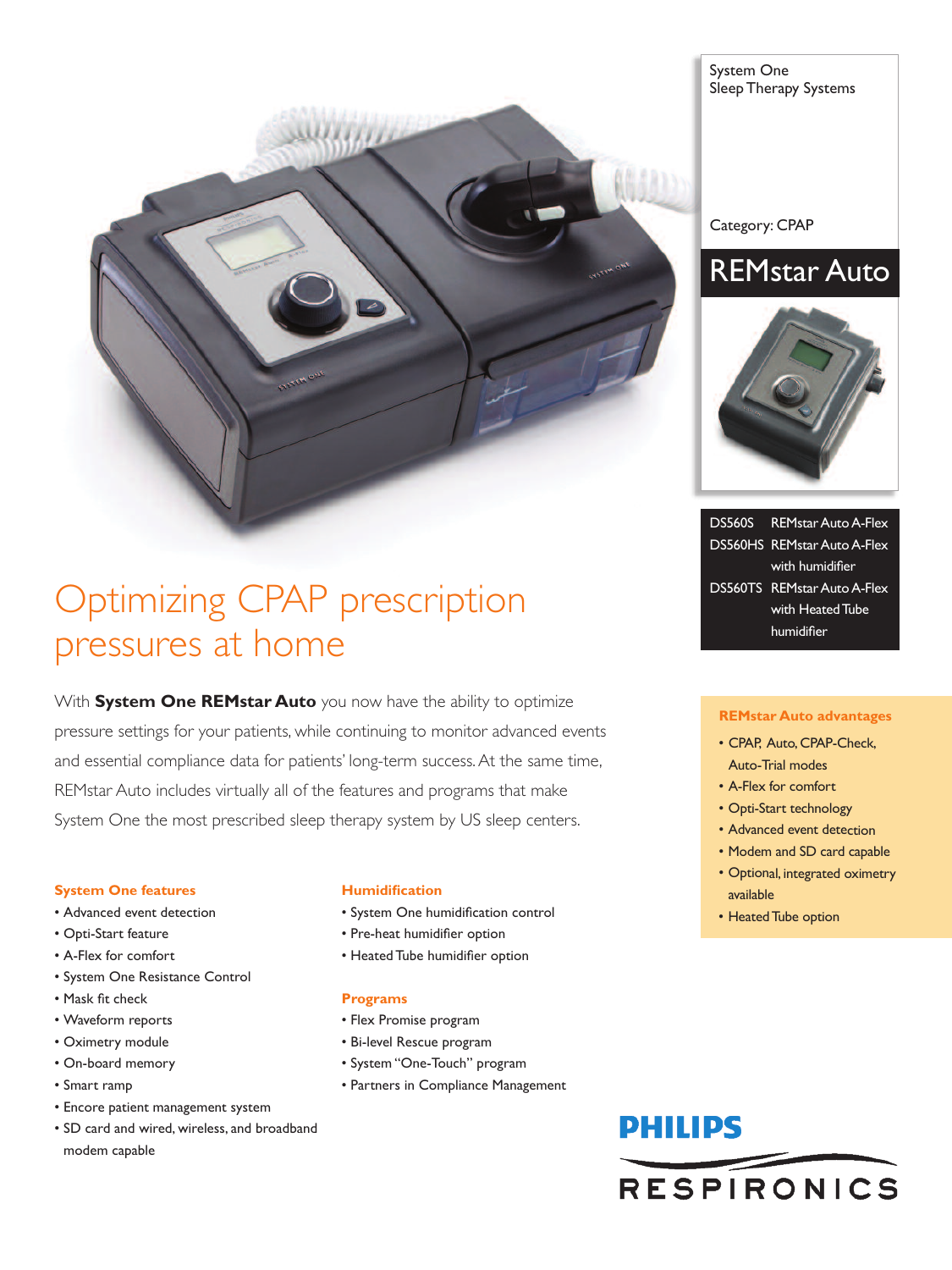System One
Sleep Therapy Systems

Category: CPAP

# REMstar Auto

| | |
|---|---|
| DS560S | REMstar Auto A-Flex |
| DS560HS | REMstar Auto A-Flex with humidifier |
| DS560TS | REMstar Auto A-Flex with Heated Tube humidifier |

## Optimizing CPAP prescription pressures at home

With **System One REMstar Auto** you now have the ability to optimize pressure settings for your patients, while continuing to monitor advanced events and essential compliance data for patients' long-term success. At the same time, REMstar Auto includes virtually all of the features and programs that make System One the most prescribed sleep therapy system by US sleep centers.

### System One features

- Advanced event detection
- Opti-Start feature
- A-Flex for comfort
- System One Resistance Control
- Mask fit check
- Waveform reports
- Oximetry module
- On-board memory
- Smart ramp
- Encore patient management system
- SD card and wired, wireless, and broadband modem capable

### Humidification

- System One humidification control
- Pre-heat humidifier option
- Heated Tube humidifier option

### Programs

- Flex Promise program
- Bi-level Rescue program
- System "One-Touch" program
- Partners in Compliance Management

### REMstar Auto advantages

- CPAP, Auto, CPAP-Check, Auto-Trial modes
- A-Flex for comfort
- Opti-Start technology
- Advanced event detection
- Modem and SD card capable
- Optional, integrated oximetry available
- Heated Tube option

PHILIPS
RESPIRONICS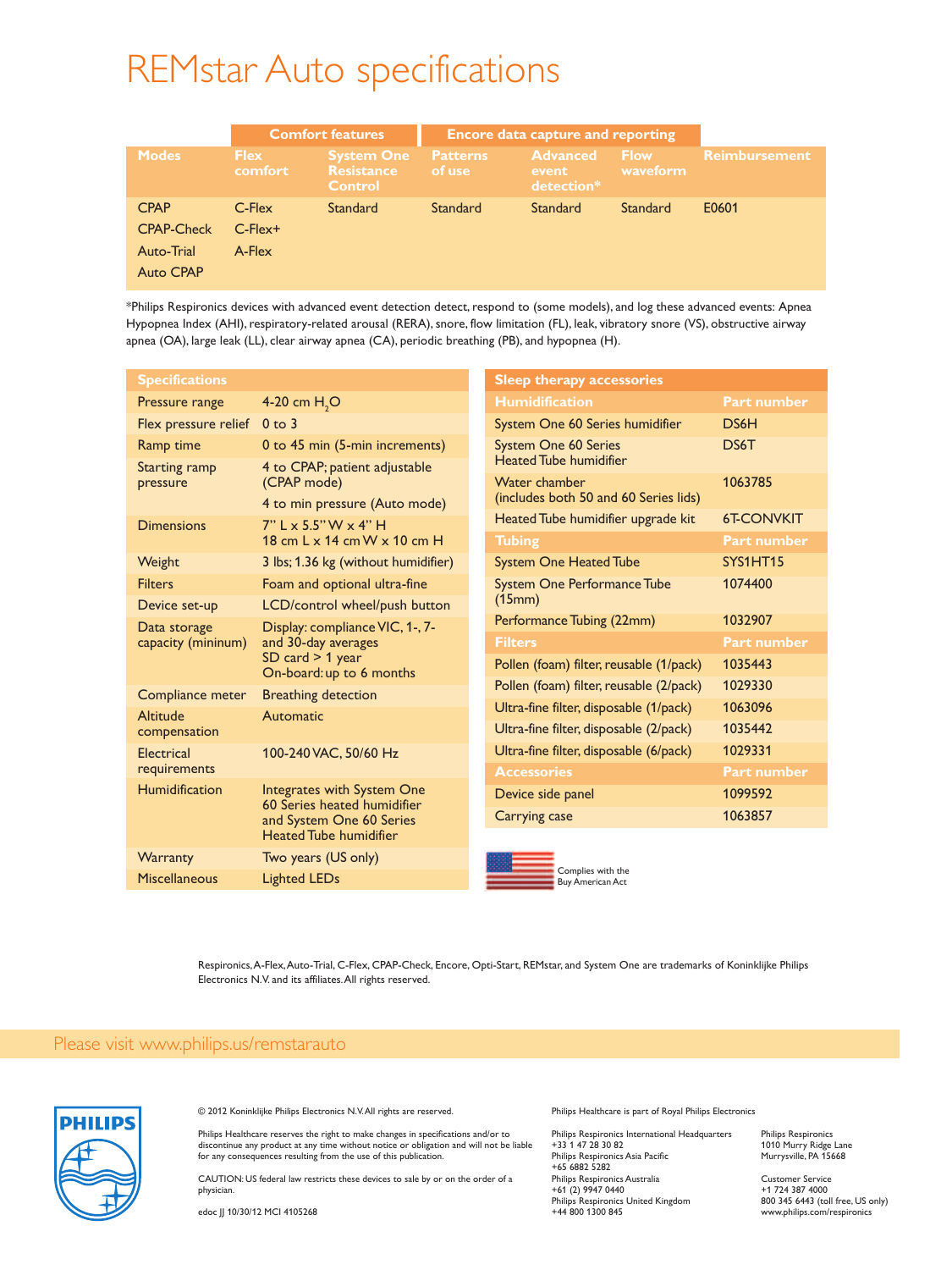# REMstar Auto specifications

| | Comfort features | | Encore data capture and reporting | | | |
|---|---|---|---|---|---|---|
| **Modes** | **Flex comfort** | **System One Resistance Control** | **Patterns of use** | **Advanced event detection*** | **Flow waveform** | **Reimbursement** |
| CPAP | C-Flex | Standard | Standard | Standard | Standard | E0601 |
| CPAP-Check | C-Flex+ | | | | | |
| Auto-Trial | A-Flex | | | | | |
| Auto CPAP | | | | | | |

*Philips Respironics devices with advanced event detection detect, respond to (some models), and log these advanced events: Apnea Hypopnea Index (AHI), respiratory-related arousal (RERA), snore, flow limitation (FL), leak, vibratory snore (VS), obstructive airway apnea (OA), large leak (LL), clear airway apnea (CA), periodic breathing (PB), and hypopnea (H).

| Specifications | |
|---|---|
| Pressure range | 4-20 cm $H_2O$ |
| Flex pressure relief | 0 to 3 |
| Ramp time | 0 to 45 min (5-min increments) |
| Starting ramp pressure | 4 to CPAP; patient adjustable (CPAP mode)<br>4 to min pressure (Auto mode) |
| Dimensions | 7" L x 5.5" W x 4" H<br>18 cm L x 14 cm W x 10 cm H |
| Weight | 3 lbs; 1.36 kg (without humidifier) |
| Filters | Foam and optional ultra-fine |
| Device set-up | LCD/control wheel/push button |
| Data storage capacity (mininum) | Display: compliance VIC, 1-, 7- and 30-day averages<br>SD card > 1 year<br>On-board: up to 6 months |
| Compliance meter | Breathing detection |
| Altitude compensation | Automatic |
| Electrical requirements | 100-240 VAC, 50/60 Hz |
| Humidification | Integrates with System One 60 Series heated humidifier and System One 60 Series Heated Tube humidifier |
| Warranty | Two years (US only) |
| Miscellaneous | Lighted LEDs |

| Sleep therapy accessories | |
|---|---|
| **Humidification** | **Part number** |
| System One 60 Series humidifier | DS6H |
| System One 60 Series Heated Tube humidifier | DS6T |
| Water chamber (includes both 50 and 60 Series lids) | 1063785 |
| Heated Tube humidifier upgrade kit | 6T-CONVKIT |
| **Tubing** | **Part number** |
| System One Heated Tube | SYS1HT15 |
| System One Performance Tube (15mm) | 1074400 |
| Performance Tubing (22mm) | 1032907 |
| **Filters** | **Part number** |
| Pollen (foam) filter, reusable (1/pack) | 1035443 |
| Pollen (foam) filter, reusable (2/pack) | 1029330 |
| Ultra-fine filter, disposable (1/pack) | 1063096 |
| Ultra-fine filter, disposable (2/pack) | 1035442 |
| Ultra-fine filter, disposable (6/pack) | 1029331 |
| **Accessories** | **Part number** |
| Device side panel | 1099592 |
| Carrying case | 1063857 |

Complies with the Buy American Act

Respironics, A-Flex, Auto-Trial, C-Flex, CPAP-Check, Encore, Opti-Start, REMstar, and System One are trademarks of Koninklijke Philips Electronics N.V. and its affiliates. All rights reserved.

Please visit www.philips.us/remstarauto

PHILIPS

© 2012 Koninklijke Philips Electronics N.V. All rights are reserved.

Philips Healthcare reserves the right to make changes in specifications and/or to discontinue any product at any time without notice or obligation and will not be liable for any consequences resulting from the use of this publication.

CAUTION: US federal law restricts these devices to sale by or on the order of a physician.

edoc JJ 10/30/12 MCI 4105268

Philips Healthcare is part of Royal Philips Electronics

Philips Respironics International Headquarters
+33 1 47 28 30 82
Philips Respironics Asia Pacific
+65 6882 5282
Philips Respironics Australia
+61 (2) 9947 0440
Philips Respironics United Kingdom
+44 800 1300 845

Philips Respironics
1010 Murry Ridge Lane
Murrysville, PA 15668

Customer Service
+1 724 387 4000
800 345 6443 (toll free, US only)
www.philips.com/respironics